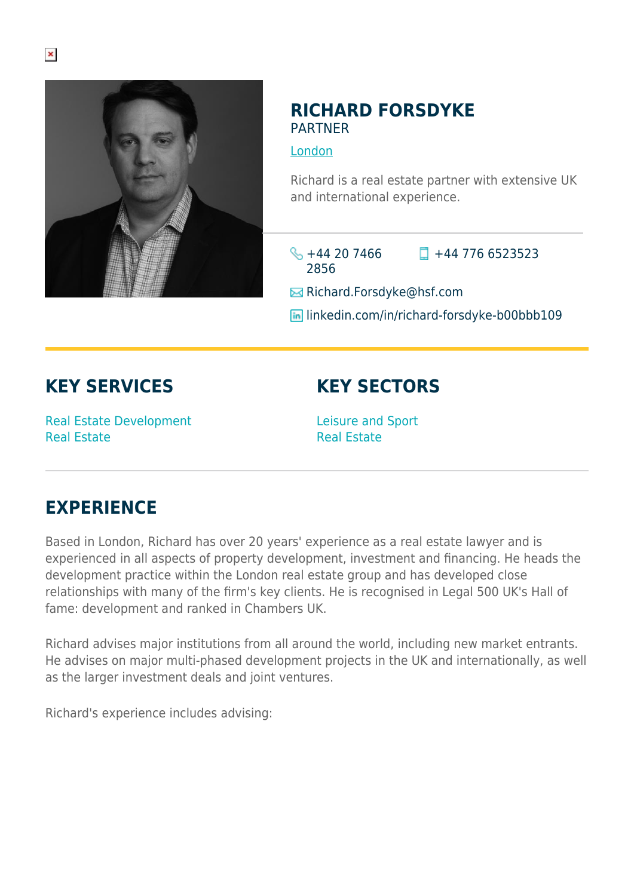# RICHARD FORSDYKE

PARTNER

London

Richard is a real estate partner with extensive UK and international experience.

+44 20 7466 2856

+44 776 6523523

Richard.Forsdyke@hsf.com

linkedin.com/in/richard-forsdyke-b00bbb109

## KEY SERVICES

Real Estate Development
Real Estate

## KEY SECTORS

Leisure and Sport
Real Estate

## EXPERIENCE

Based in London, Richard has over 20 years' experience as a real estate lawyer and is experienced in all aspects of property development, investment and financing. He heads the development practice within the London real estate group and has developed close relationships with many of the firm's key clients. He is recognised in Legal 500 UK's Hall of fame: development and ranked in Chambers UK.

Richard advises major institutions from all around the world, including new market entrants. He advises on major multi-phased development projects in the UK and internationally, as well as the larger investment deals and joint ventures.

Richard's experience includes advising: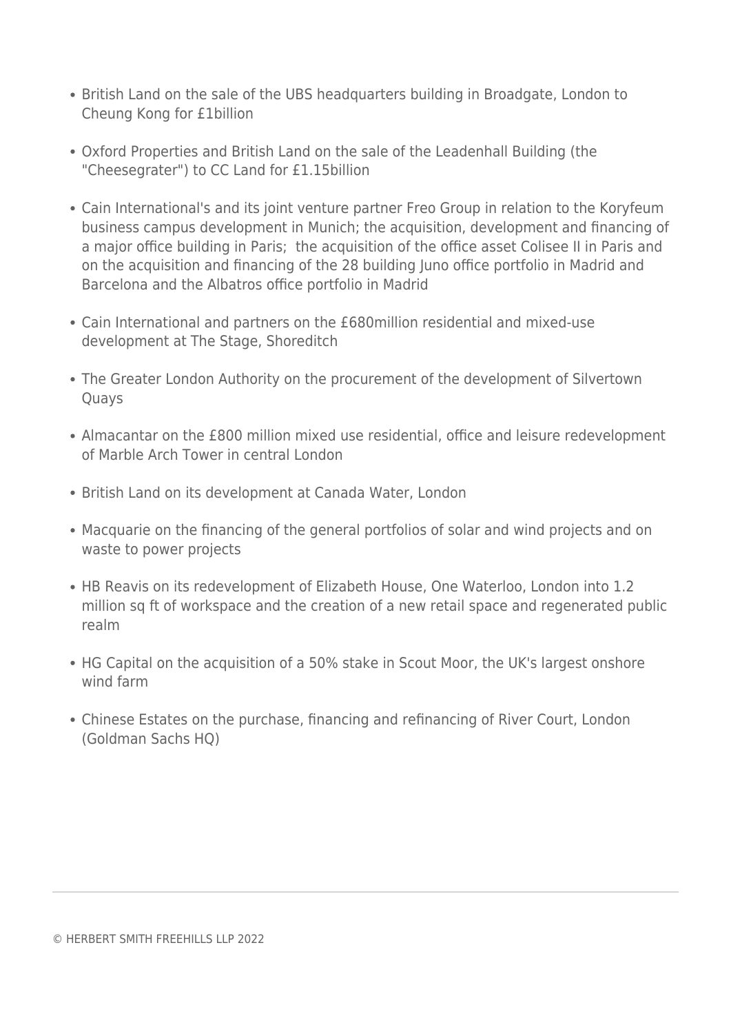- British Land on the sale of the UBS headquarters building in Broadgate, London to Cheung Kong for £1billion
- Oxford Properties and British Land on the sale of the Leadenhall Building (the "Cheesegrater") to CC Land for £1.15billion
- Cain International's and its joint venture partner Freo Group in relation to the Koryfeum business campus development in Munich; the acquisition, development and financing of a major office building in Paris; the acquisition of the office asset Colisee II in Paris and on the acquisition and financing of the 28 building Juno office portfolio in Madrid and Barcelona and the Albatros office portfolio in Madrid
- Cain International and partners on the £680million residential and mixed-use development at The Stage, Shoreditch
- The Greater London Authority on the procurement of the development of Silvertown Quays
- Almacantar on the £800 million mixed use residential, office and leisure redevelopment of Marble Arch Tower in central London
- British Land on its development at Canada Water, London
- Macquarie on the financing of the general portfolios of solar and wind projects and on waste to power projects
- HB Reavis on its redevelopment of Elizabeth House, One Waterloo, London into 1.2 million sq ft of workspace and the creation of a new retail space and regenerated public realm
- HG Capital on the acquisition of a 50% stake in Scout Moor, the UK's largest onshore wind farm
- Chinese Estates on the purchase, financing and refinancing of River Court, London (Goldman Sachs HQ)

© HERBERT SMITH FREEHILLS LLP 2022